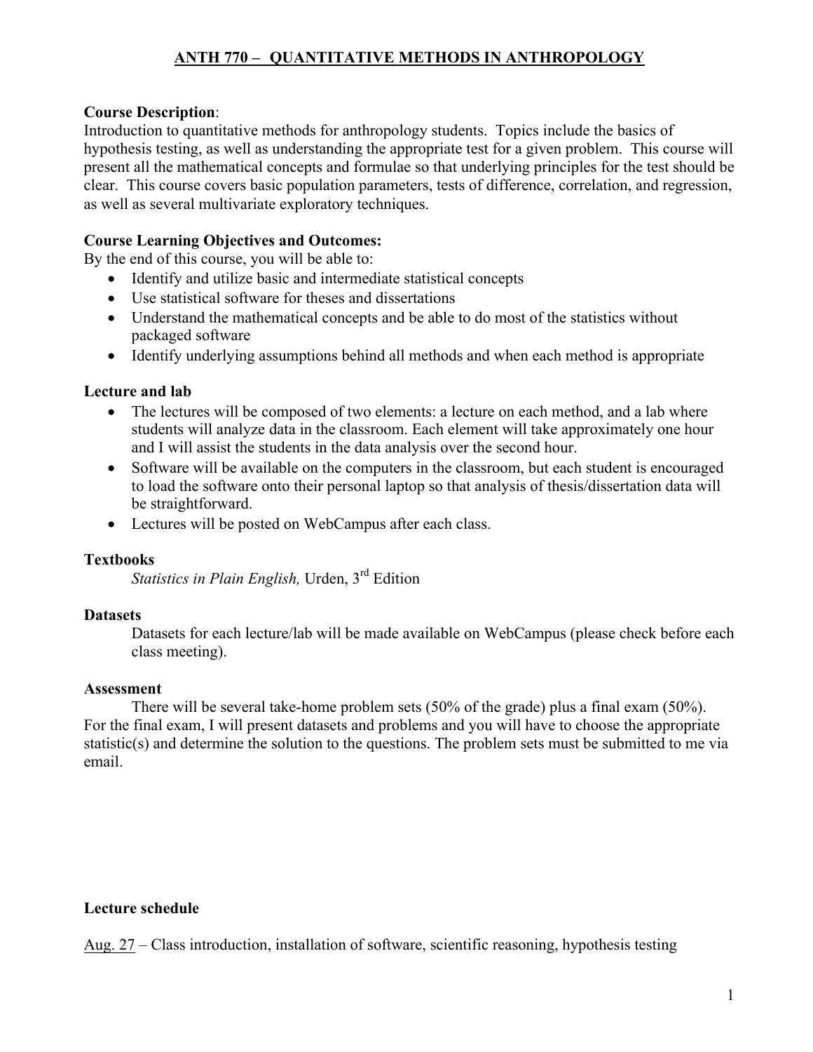# ANTH 770 – QUANTITATIVE METHODS IN ANTHROPOLOGY

**Course Description**:
Introduction to quantitative methods for anthropology students. Topics include the basics of hypothesis testing, as well as understanding the appropriate test for a given problem. This course will present all the mathematical concepts and formulae so that underlying principles for the test should be clear. This course covers basic population parameters, tests of difference, correlation, and regression, as well as several multivariate exploratory techniques.

**Course Learning Objectives and Outcomes:**
By the end of this course, you will be able to:

- Identify and utilize basic and intermediate statistical concepts
- Use statistical software for theses and dissertations
- Understand the mathematical concepts and be able to do most of the statistics without packaged software
- Identify underlying assumptions behind all methods and when each method is appropriate

**Lecture and lab**

- The lectures will be composed of two elements: a lecture on each method, and a lab where students will analyze data in the classroom. Each element will take approximately one hour and I will assist the students in the data analysis over the second hour.
- Software will be available on the computers in the classroom, but each student is encouraged to load the software onto their personal laptop so that analysis of thesis/dissertation data will be straightforward.
- Lectures will be posted on WebCampus after each class.

**Textbooks**

*Statistics in Plain English,* Urden, 3rd Edition

**Datasets**

Datasets for each lecture/lab will be made available on WebCampus (please check before each class meeting).

**Assessment**

There will be several take-home problem sets (50% of the grade) plus a final exam (50%). For the final exam, I will present datasets and problems and you will have to choose the appropriate statistic(s) and determine the solution to the questions. The problem sets must be submitted to me via email.

**Lecture schedule**

Aug. 27 – Class introduction, installation of software, scientific reasoning, hypothesis testing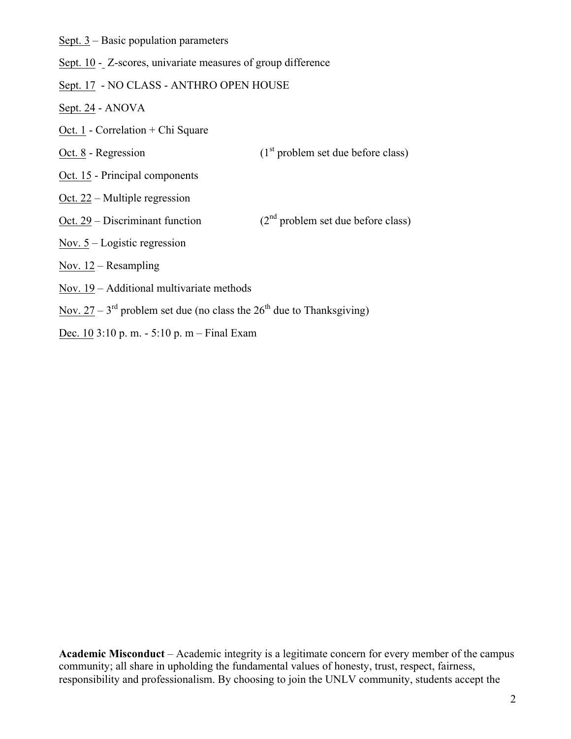Sept. 3 – Basic population parameters

Sept. 10 - Z-scores, univariate measures of group difference

Sept. 17 - NO CLASS - ANTHRO OPEN HOUSE

Sept. 24 - ANOVA

Oct. 1 - Correlation + Chi Square

Oct. 8 - Regression (1st problem set due before class)

Oct. 15 - Principal components

Oct. 22 – Multiple regression

Oct. 29 – Discriminant function (2nd problem set due before class)

Nov. 5 – Logistic regression

Nov. 12 – Resampling

Nov. 19 – Additional multivariate methods

Nov. 27 – 3rd problem set due (no class the 26th due to Thanksgiving)

Dec. 10 3:10 p. m. - 5:10 p. m – Final Exam

**Academic Misconduct** – Academic integrity is a legitimate concern for every member of the campus community; all share in upholding the fundamental values of honesty, trust, respect, fairness, responsibility and professionalism. By choosing to join the UNLV community, students accept the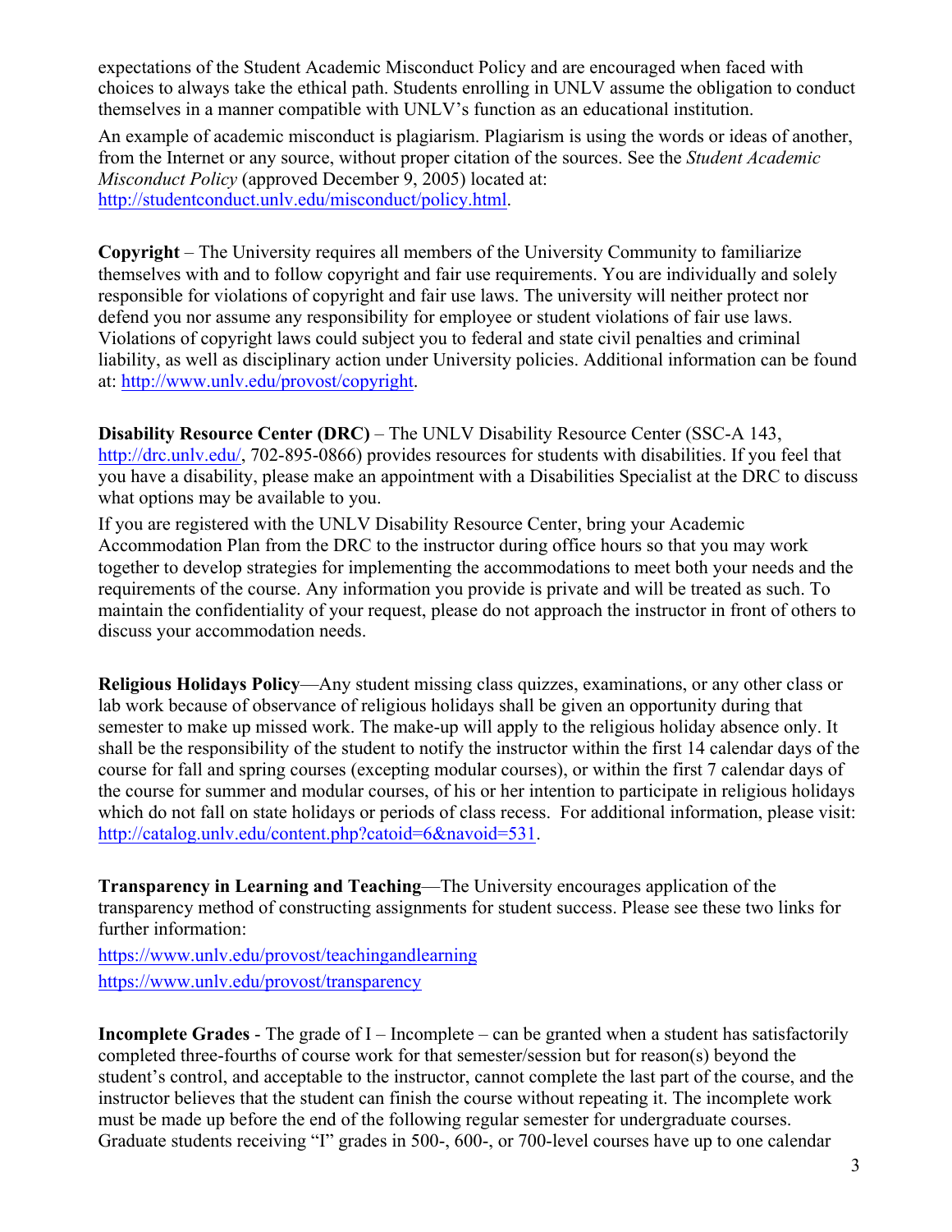expectations of the Student Academic Misconduct Policy and are encouraged when faced with choices to always take the ethical path. Students enrolling in UNLV assume the obligation to conduct themselves in a manner compatible with UNLV's function as an educational institution.

An example of academic misconduct is plagiarism. Plagiarism is using the words or ideas of another, from the Internet or any source, without proper citation of the sources. See the *Student Academic Misconduct Policy* (approved December 9, 2005) located at: http://studentconduct.unlv.edu/misconduct/policy.html.

**Copyright** – The University requires all members of the University Community to familiarize themselves with and to follow copyright and fair use requirements. You are individually and solely responsible for violations of copyright and fair use laws. The university will neither protect nor defend you nor assume any responsibility for employee or student violations of fair use laws. Violations of copyright laws could subject you to federal and state civil penalties and criminal liability, as well as disciplinary action under University policies. Additional information can be found at: http://www.unlv.edu/provost/copyright.

**Disability Resource Center (DRC)** – The UNLV Disability Resource Center (SSC-A 143, http://drc.unlv.edu/, 702-895-0866) provides resources for students with disabilities. If you feel that you have a disability, please make an appointment with a Disabilities Specialist at the DRC to discuss what options may be available to you.

If you are registered with the UNLV Disability Resource Center, bring your Academic Accommodation Plan from the DRC to the instructor during office hours so that you may work together to develop strategies for implementing the accommodations to meet both your needs and the requirements of the course. Any information you provide is private and will be treated as such. To maintain the confidentiality of your request, please do not approach the instructor in front of others to discuss your accommodation needs.

**Religious Holidays Policy**—Any student missing class quizzes, examinations, or any other class or lab work because of observance of religious holidays shall be given an opportunity during that semester to make up missed work. The make-up will apply to the religious holiday absence only. It shall be the responsibility of the student to notify the instructor within the first 14 calendar days of the course for fall and spring courses (excepting modular courses), or within the first 7 calendar days of the course for summer and modular courses, of his or her intention to participate in religious holidays which do not fall on state holidays or periods of class recess. For additional information, please visit: http://catalog.unlv.edu/content.php?catoid=6&navoid=531.

**Transparency in Learning and Teaching**—The University encourages application of the transparency method of constructing assignments for student success. Please see these two links for further information:

https://www.unlv.edu/provost/teachingandlearning

https://www.unlv.edu/provost/transparency

**Incomplete Grades** - The grade of I – Incomplete – can be granted when a student has satisfactorily completed three-fourths of course work for that semester/session but for reason(s) beyond the student's control, and acceptable to the instructor, cannot complete the last part of the course, and the instructor believes that the student can finish the course without repeating it. The incomplete work must be made up before the end of the following regular semester for undergraduate courses. Graduate students receiving "I" grades in 500-, 600-, or 700-level courses have up to one calendar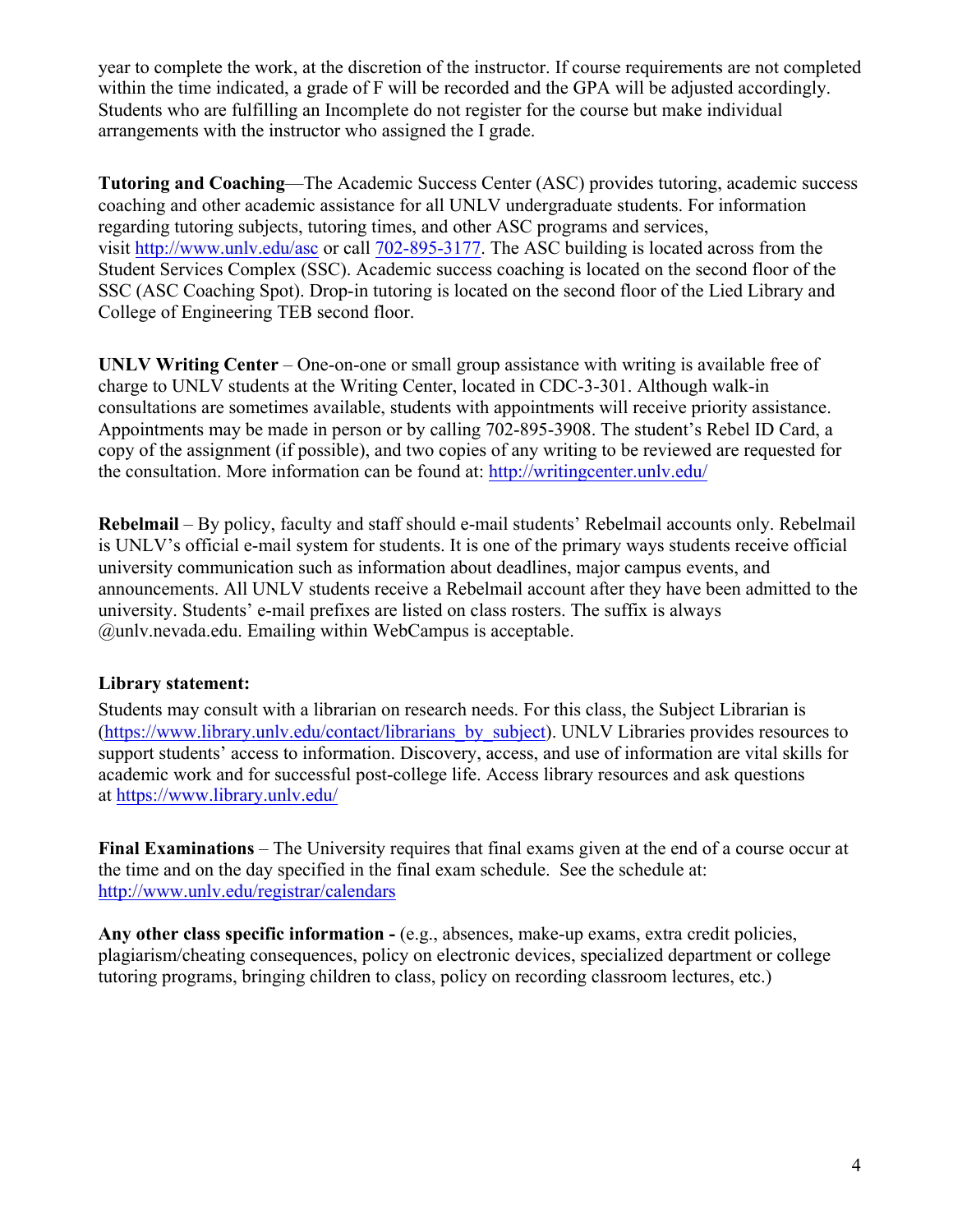year to complete the work, at the discretion of the instructor. If course requirements are not completed within the time indicated, a grade of F will be recorded and the GPA will be adjusted accordingly. Students who are fulfilling an Incomplete do not register for the course but make individual arrangements with the instructor who assigned the I grade.

**Tutoring and Coaching**—The Academic Success Center (ASC) provides tutoring, academic success coaching and other academic assistance for all UNLV undergraduate students. For information regarding tutoring subjects, tutoring times, and other ASC programs and services, visit http://www.unlv.edu/asc or call 702-895-3177. The ASC building is located across from the Student Services Complex (SSC). Academic success coaching is located on the second floor of the SSC (ASC Coaching Spot). Drop-in tutoring is located on the second floor of the Lied Library and College of Engineering TEB second floor.

**UNLV Writing Center** – One-on-one or small group assistance with writing is available free of charge to UNLV students at the Writing Center, located in CDC-3-301. Although walk-in consultations are sometimes available, students with appointments will receive priority assistance. Appointments may be made in person or by calling 702-895-3908. The student's Rebel ID Card, a copy of the assignment (if possible), and two copies of any writing to be reviewed are requested for the consultation. More information can be found at: http://writingcenter.unlv.edu/

**Rebelmail** – By policy, faculty and staff should e-mail students' Rebelmail accounts only. Rebelmail is UNLV's official e-mail system for students. It is one of the primary ways students receive official university communication such as information about deadlines, major campus events, and announcements. All UNLV students receive a Rebelmail account after they have been admitted to the university. Students' e-mail prefixes are listed on class rosters. The suffix is always @unlv.nevada.edu. Emailing within WebCampus is acceptable.

**Library statement:**

Students may consult with a librarian on research needs. For this class, the Subject Librarian is (https://www.library.unlv.edu/contact/librarians_by_subject). UNLV Libraries provides resources to support students' access to information. Discovery, access, and use of information are vital skills for academic work and for successful post-college life. Access library resources and ask questions at https://www.library.unlv.edu/

**Final Examinations** – The University requires that final exams given at the end of a course occur at the time and on the day specified in the final exam schedule. See the schedule at: http://www.unlv.edu/registrar/calendars

**Any other class specific information -** (e.g., absences, make-up exams, extra credit policies, plagiarism/cheating consequences, policy on electronic devices, specialized department or college tutoring programs, bringing children to class, policy on recording classroom lectures, etc.)